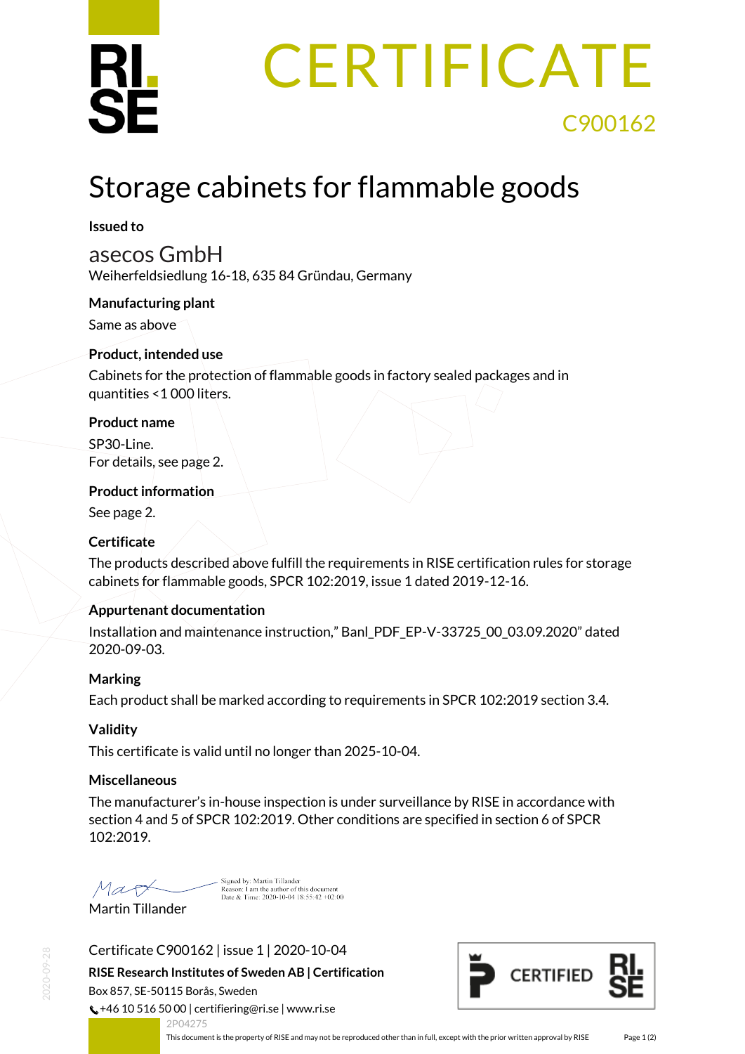# CERTIFICATE

C900162

## Storage cabinets for flammable goods

**Issued to**

asecos GmbH
Weiherfeldsiedlung 16-18, 635 84 Gründau, Germany

**Manufacturing plant**

Same as above

**Product, intended use**

Cabinets for the protection of flammable goods in factory sealed packages and in quantities <1 000 liters.

**Product name**

SP30-Line.
For details, see page 2.

**Product information**

See page 2.

**Certificate**

The products described above fulfill the requirements in RISE certification rules for storage cabinets for flammable goods, SPCR 102:2019, issue 1 dated 2019-12-16.

**Appurtenant documentation**

Installation and maintenance instruction," Banl_PDF_EP-V-33725_00_03.09.2020" dated 2020-09-03.

**Marking**

Each product shall be marked according to requirements in SPCR 102:2019 section 3.4.

**Validity**

This certificate is valid until no longer than 2025-10-04.

**Miscellaneous**

The manufacturer's in-house inspection is under surveillance by RISE in accordance with section 4 and 5 of SPCR 102:2019. Other conditions are specified in section 6 of SPCR 102:2019.

Signed by: Martin Tillander
Reason: I am the author of this document
Date & Time: 2020-10-04 18:55:42 +02:00

Martin Tillander

Certificate C900162 | issue 1 | 2020-10-04

**RISE Research Institutes of Sweden AB | Certification**
Box 857, SE-50115 Borås, Sweden
+46 10 516 50 00 | certifiering@ri.se | www.ri.se

CERTIFIED

2P04275

This document is the property of RISE and may not be reproduced other than in full, except with the prior written approval by RISE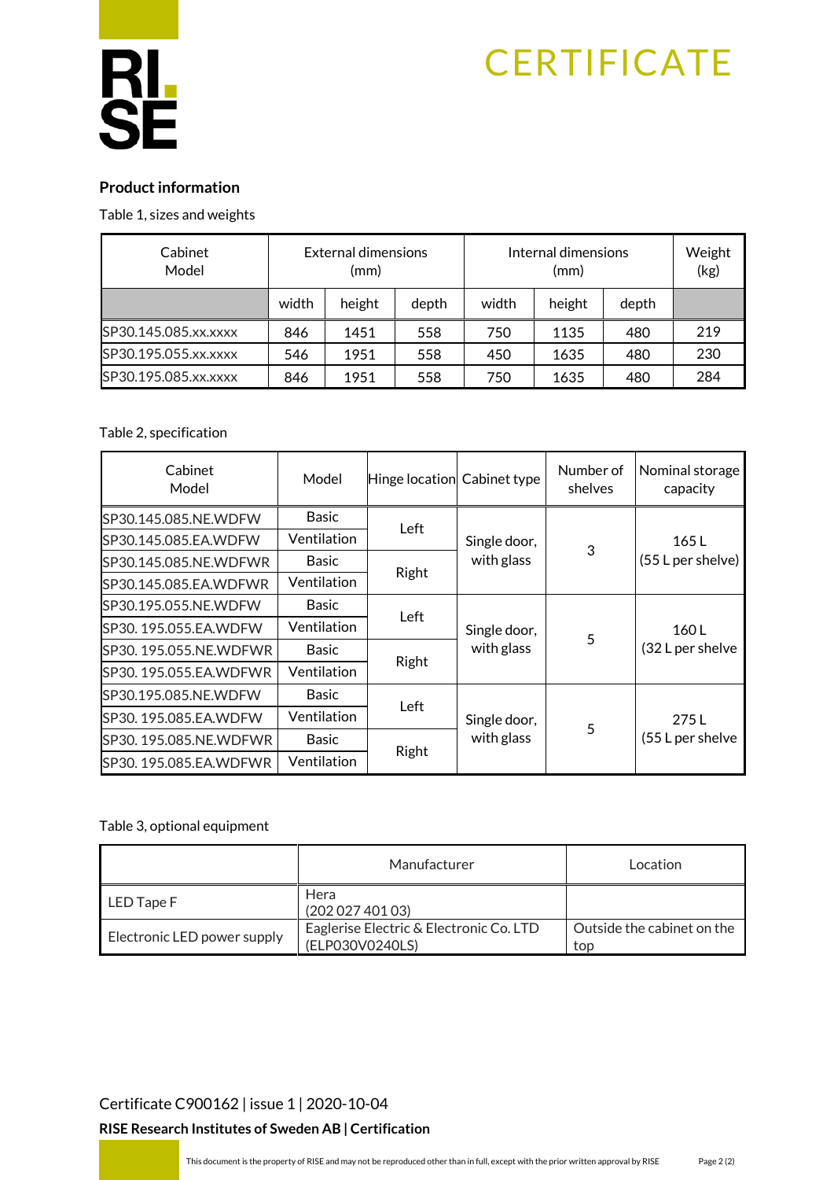# CERTIFICATE

## Product information

Table 1, sizes and weights

| Cabinet Model | External dimensions (mm) | | | Internal dimensions (mm) | | | Weight (kg) |
|---|---|---|---|---|---|---|---|
| | width | height | depth | width | height | depth | |
| SP30.145.085.xx.xxxx | 846 | 1451 | 558 | 750 | 1135 | 480 | 219 |
| SP30.195.055.xx.xxxx | 546 | 1951 | 558 | 450 | 1635 | 480 | 230 |
| SP30.195.085.xx.xxxx | 846 | 1951 | 558 | 750 | 1635 | 480 | 284 |

Table 2, specification

| Cabinet Model | Model | Hinge location | Cabinet type | Number of shelves | Nominal storage capacity |
|---|---|---|---|---|---|
| SP30.145.085.NE.WDFW | Basic | Left | Single door, with glass | 3 | 165 L (55 L per shelve) |
| SP30.145.085.EA.WDFW | Ventilation | | | | |
| SP30.145.085.NE.WDFWR | Basic | Right | | | |
| SP30.145.085.EA.WDFWR | Ventilation | | | | |
| SP30.195.055.NE.WDFW | Basic | Left | Single door, with glass | 5 | 160 L (32 L per shelve |
| SP30. 195.055.EA.WDFW | Ventilation | | | | |
| SP30. 195.055.NE.WDFWR | Basic | Right | | | |
| SP30. 195.055.EA.WDFWR | Ventilation | | | | |
| SP30.195.085.NE.WDFW | Basic | Left | Single door, with glass | 5 | 275 L (55 L per shelve |
| SP30. 195.085.EA.WDFW | Ventilation | | | | |
| SP30. 195.085.NE.WDFWR | Basic | Right | | | |
| SP30. 195.085.EA.WDFWR | Ventilation | | | | |

Table 3, optional equipment

| | Manufacturer | Location |
|---|---|---|
| LED Tape F | Hera (202 027 401 03) | |
| Electronic LED power supply | Eaglerise Electric & Electronic Co. LTD (ELP030V0240LS) | Outside the cabinet on the top |

Certificate C900162 | issue 1 | 2020-10-04

**RISE Research Institutes of Sweden AB | Certification**

This document is the property of RISE and may not be reproduced other than in full, except with the prior written approval by RISE